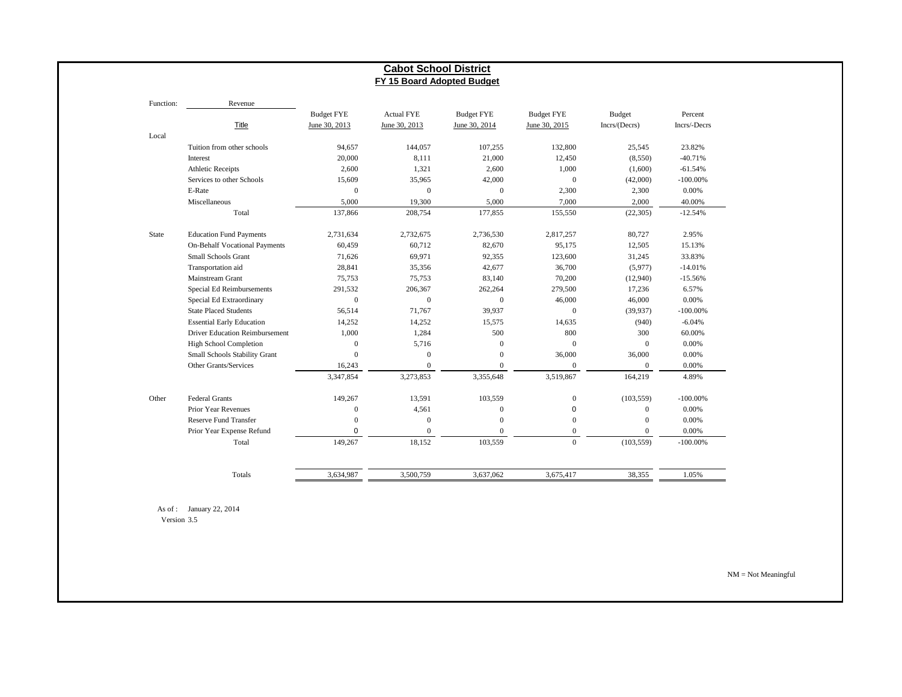# Cabot School District

## FY 15 Board Adopted Budget

| Function: | Revenue<br>Title | Budget FYE<br>June 30, 2013 | Actual FYE<br>June 30, 2013 | Budget FYE<br>June 30, 2014 | Budget FYE<br>June 30, 2015 | Budget<br>Incrs/(Decrs) | Percent<br>Incrs/-Decrs |
|---|---|---|---|---|---|---|---|
| Local | | | | | | | |
| | Tuition from other schools | 94,657 | 144,057 | 107,255 | 132,800 | 25,545 | 23.82% |
| | Interest | 20,000 | 8,111 | 21,000 | 12,450 | (8,550) | -40.71% |
| | Athletic Receipts | 2,600 | 1,321 | 2,600 | 1,000 | (1,600) | -61.54% |
| | Services to other Schools | 15,609 | 35,965 | 42,000 | 0 | (42,000) | -100.00% |
| | E-Rate | 0 | 0 | 0 | 2,300 | 2,300 | 0.00% |
| | Miscellaneous | 5,000 | 19,300 | 5,000 | 7,000 | 2,000 | 40.00% |
| | Total | 137,866 | 208,754 | 177,855 | 155,550 | (22,305) | -12.54% |
| State | Education Fund Payments | 2,731,634 | 2,732,675 | 2,736,530 | 2,817,257 | 80,727 | 2.95% |
| | On-Behalf Vocational Payments | 60,459 | 60,712 | 82,670 | 95,175 | 12,505 | 15.13% |
| | Small Schools Grant | 71,626 | 69,971 | 92,355 | 123,600 | 31,245 | 33.83% |
| | Transportation aid | 28,841 | 35,356 | 42,677 | 36,700 | (5,977) | -14.01% |
| | Mainstream Grant | 75,753 | 75,753 | 83,140 | 70,200 | (12,940) | -15.56% |
| | Special Ed Reimbursements | 291,532 | 206,367 | 262,264 | 279,500 | 17,236 | 6.57% |
| | Special Ed Extraordinary | 0 | 0 | 0 | 46,000 | 46,000 | 0.00% |
| | State Placed Students | 56,514 | 71,767 | 39,937 | 0 | (39,937) | -100.00% |
| | Essential Early Education | 14,252 | 14,252 | 15,575 | 14,635 | (940) | -6.04% |
| | Driver Education Reimbursement | 1,000 | 1,284 | 500 | 800 | 300 | 60.00% |
| | High School Completion | 0 | 5,716 | 0 | 0 | 0 | 0.00% |
| | Small Schools Stability Grant | 0 | 0 | 0 | 36,000 | 36,000 | 0.00% |
| | Other Grants/Services | 16,243 | 0 | 0 | 0 | 0 | 0.00% |
| | | 3,347,854 | 3,273,853 | 3,355,648 | 3,519,867 | 164,219 | 4.89% |
| Other | Federal Grants | 149,267 | 13,591 | 103,559 | 0 | (103,559) | -100.00% |
| | Prior Year Revenues | 0 | 4,561 | 0 | 0 | 0 | 0.00% |
| | Reserve Fund Transfer | 0 | 0 | 0 | 0 | 0 | 0.00% |
| | Prior Year Expense Refund | 0 | 0 | 0 | 0 | 0 | 0.00% |
| | Total | 149,267 | 18,152 | 103,559 | 0 | (103,559) | -100.00% |
| | Totals | 3,634,987 | 3,500,759 | 3,637,062 | 3,675,417 | 38,355 | 1.05% |

As of : January 22, 2014
Version 3.5

NM = Not Meaningful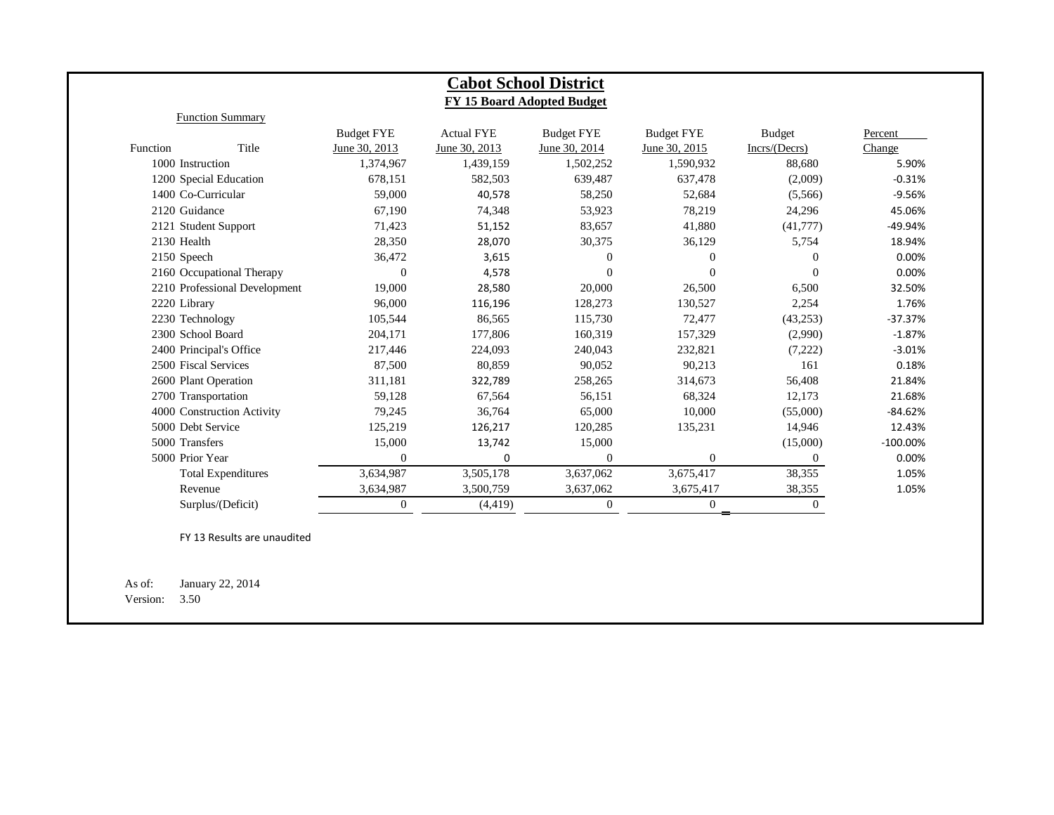# Cabot School District

## FY 15 Board Adopted Budget

Function Summary

| Function | Title | Budget FYE June 30, 2013 | Actual FYE June 30, 2013 | Budget FYE June 30, 2014 | Budget FYE June 30, 2015 | Budget Incrs/(Decrs) | Percent Change |
|---|---|---|---|---|---|---|---|
| 1000 | Instruction | 1,374,967 | 1,439,159 | 1,502,252 | 1,590,932 | 88,680 | 5.90% |
| 1200 | Special Education | 678,151 | 582,503 | 639,487 | 637,478 | (2,009) | -0.31% |
| 1400 | Co-Curricular | 59,000 | 40,578 | 58,250 | 52,684 | (5,566) | -9.56% |
| 2120 | Guidance | 67,190 | 74,348 | 53,923 | 78,219 | 24,296 | 45.06% |
| 2121 | Student Support | 71,423 | 51,152 | 83,657 | 41,880 | (41,777) | -49.94% |
| 2130 | Health | 28,350 | 28,070 | 30,375 | 36,129 | 5,754 | 18.94% |
| 2150 | Speech | 36,472 | 3,615 | 0 | 0 | 0 | 0.00% |
| 2160 | Occupational Therapy | 0 | 4,578 | 0 | 0 | 0 | 0.00% |
| 2210 | Professional Development | 19,000 | 28,580 | 20,000 | 26,500 | 6,500 | 32.50% |
| 2220 | Library | 96,000 | 116,196 | 128,273 | 130,527 | 2,254 | 1.76% |
| 2230 | Technology | 105,544 | 86,565 | 115,730 | 72,477 | (43,253) | -37.37% |
| 2300 | School Board | 204,171 | 177,806 | 160,319 | 157,329 | (2,990) | -1.87% |
| 2400 | Principal's Office | 217,446 | 224,093 | 240,043 | 232,821 | (7,222) | -3.01% |
| 2500 | Fiscal Services | 87,500 | 80,859 | 90,052 | 90,213 | 161 | 0.18% |
| 2600 | Plant Operation | 311,181 | 322,789 | 258,265 | 314,673 | 56,408 | 21.84% |
| 2700 | Transportation | 59,128 | 67,564 | 56,151 | 68,324 | 12,173 | 21.68% |
| 4000 | Construction Activity | 79,245 | 36,764 | 65,000 | 10,000 | (55,000) | -84.62% |
| 5000 | Debt Service | 125,219 | 126,217 | 120,285 | 135,231 | 14,946 | 12.43% |
| 5000 | Transfers | 15,000 | 13,742 | 15,000 | | (15,000) | -100.00% |
| 5000 | Prior Year | 0 | 0 | 0 | 0 | 0 | 0.00% |
| | Total Expenditures | 3,634,987 | 3,505,178 | 3,637,062 | 3,675,417 | 38,355 | 1.05% |
| | Revenue | 3,634,987 | 3,500,759 | 3,637,062 | 3,675,417 | 38,355 | 1.05% |
| | Surplus/(Deficit) | 0 | (4,419) | 0 | 0 | 0 | |

FY 13 Results are unaudited

As of: January 22, 2014
Version: 3.50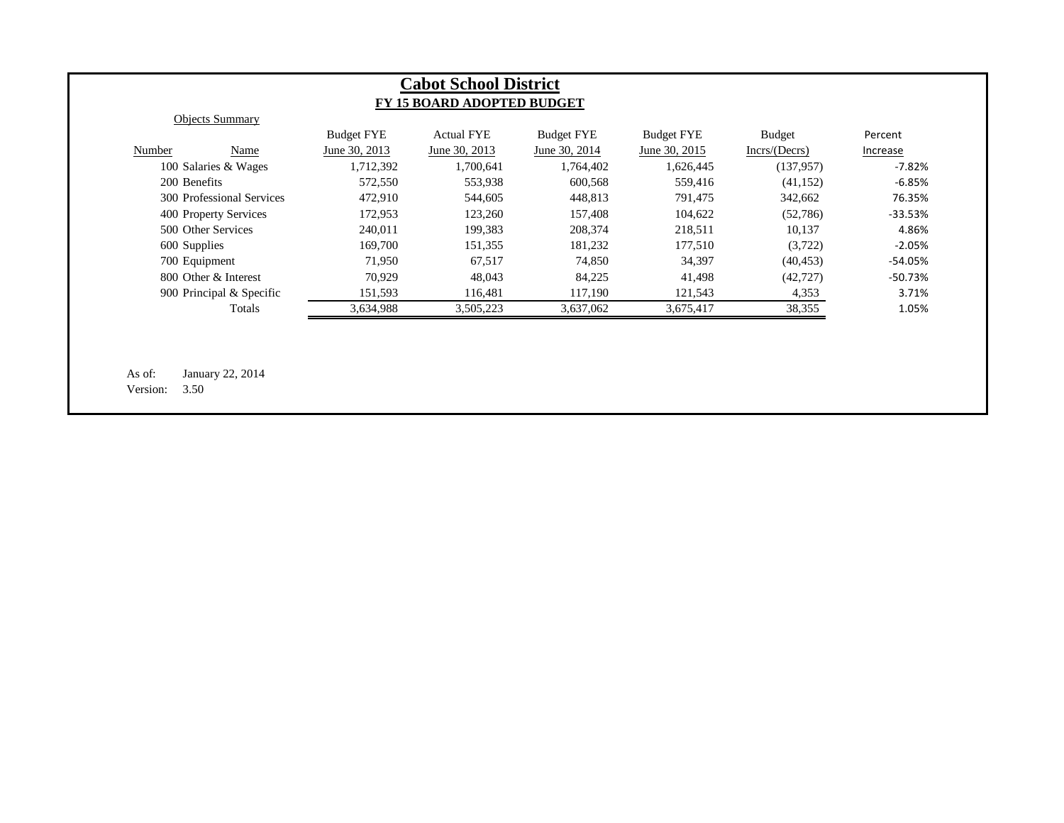# Cabot School District

## FY 15 BOARD ADOPTED BUDGET

Objects Summary

| Number | Name | Budget FYE June 30, 2013 | Actual FYE June 30, 2013 | Budget FYE June 30, 2014 | Budget FYE June 30, 2015 | Budget Incrs/(Decrs) | Percent Increase |
|---|---|---|---|---|---|---|---|
| 100 | Salaries & Wages | 1,712,392 | 1,700,641 | 1,764,402 | 1,626,445 | (137,957) | -7.82% |
| 200 | Benefits | 572,550 | 553,938 | 600,568 | 559,416 | (41,152) | -6.85% |
| 300 | Professional Services | 472,910 | 544,605 | 448,813 | 791,475 | 342,662 | 76.35% |
| 400 | Property Services | 172,953 | 123,260 | 157,408 | 104,622 | (52,786) | -33.53% |
| 500 | Other Services | 240,011 | 199,383 | 208,374 | 218,511 | 10,137 | 4.86% |
| 600 | Supplies | 169,700 | 151,355 | 181,232 | 177,510 | (3,722) | -2.05% |
| 700 | Equipment | 71,950 | 67,517 | 74,850 | 34,397 | (40,453) | -54.05% |
| 800 | Other & Interest | 70,929 | 48,043 | 84,225 | 41,498 | (42,727) | -50.73% |
| 900 | Principal & Specific | 151,593 | 116,481 | 117,190 | 121,543 | 4,353 | 3.71% |
| | Totals | 3,634,988 | 3,505,223 | 3,637,062 | 3,675,417 | 38,355 | 1.05% |

As of: January 22, 2014
Version: 3.50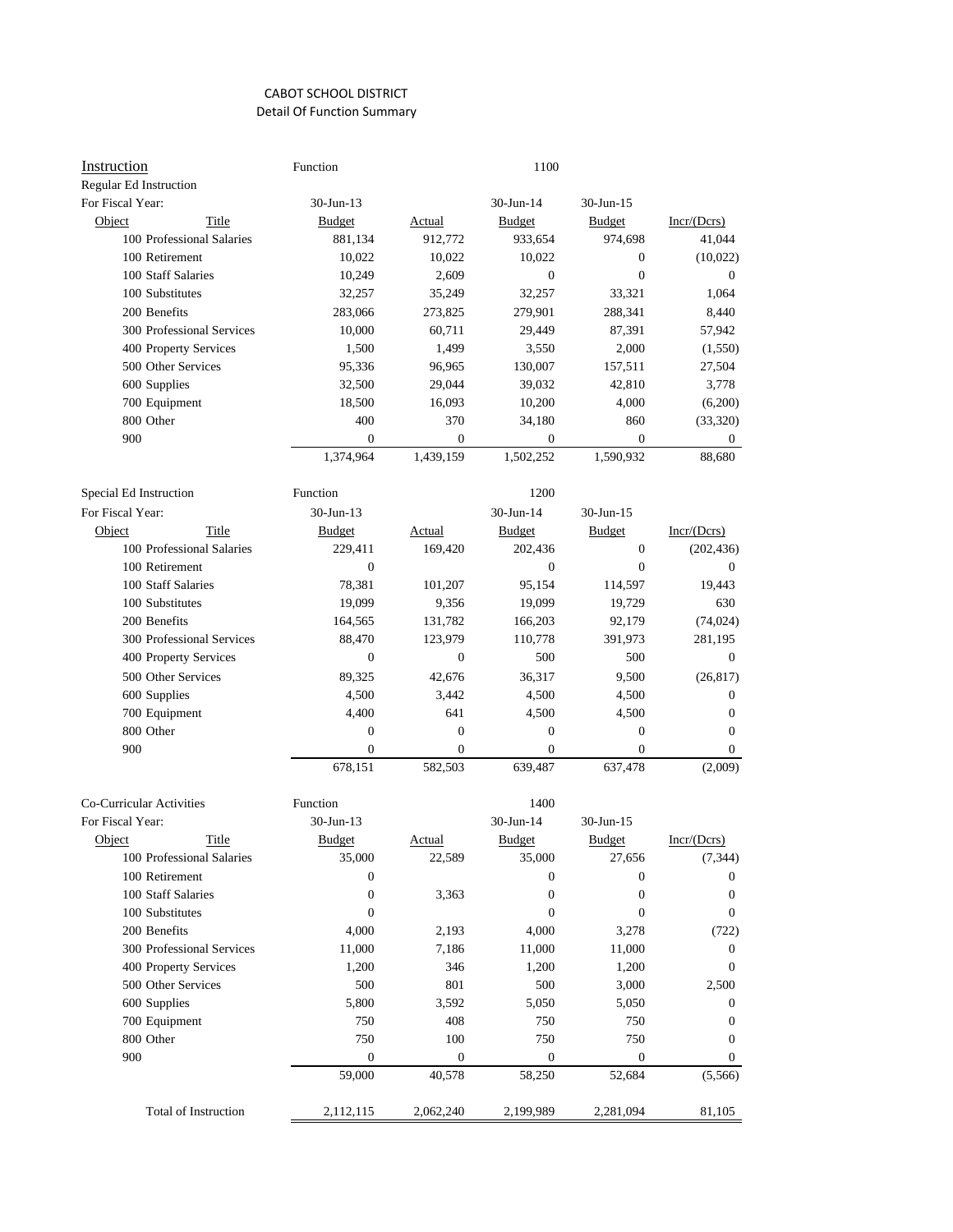CABOT SCHOOL DISTRICT

Detail Of Function Summary

**Instruction** Function 1100

Regular Ed Instruction

| Object | Title | 30-Jun-13 Budget | 30-Jun-13 Actual | 30-Jun-14 Budget | 30-Jun-15 Budget | Incr/(Dcrs) |
|---|---|---|---|---|---|---|
| 100 | Professional Salaries | 881,134 | 912,772 | 933,654 | 974,698 | 41,044 |
| 100 | Retirement | 10,022 | 10,022 | 10,022 | 0 | (10,022) |
| 100 | Staff Salaries | 10,249 | 2,609 | 0 | 0 | 0 |
| 100 | Substitutes | 32,257 | 35,249 | 32,257 | 33,321 | 1,064 |
| 200 | Benefits | 283,066 | 273,825 | 279,901 | 288,341 | 8,440 |
| 300 | Professional Services | 10,000 | 60,711 | 29,449 | 87,391 | 57,942 |
| 400 | Property Services | 1,500 | 1,499 | 3,550 | 2,000 | (1,550) |
| 500 | Other Services | 95,336 | 96,965 | 130,007 | 157,511 | 27,504 |
| 600 | Supplies | 32,500 | 29,044 | 39,032 | 42,810 | 3,778 |
| 700 | Equipment | 18,500 | 16,093 | 10,200 | 4,000 | (6,200) |
| 800 | Other | 400 | 370 | 34,180 | 860 | (33,320) |
| 900 | | 0 | 0 | 0 | 0 | 0 |
| | | 1,374,964 | 1,439,159 | 1,502,252 | 1,590,932 | 88,680 |

Special Ed Instruction Function 1200

| Object | Title | 30-Jun-13 Budget | 30-Jun-13 Actual | 30-Jun-14 Budget | 30-Jun-15 Budget | Incr/(Dcrs) |
|---|---|---|---|---|---|---|
| 100 | Professional Salaries | 229,411 | 169,420 | 202,436 | 0 | (202,436) |
| 100 | Retirement | 0 | | 0 | 0 | 0 |
| 100 | Staff Salaries | 78,381 | 101,207 | 95,154 | 114,597 | 19,443 |
| 100 | Substitutes | 19,099 | 9,356 | 19,099 | 19,729 | 630 |
| 200 | Benefits | 164,565 | 131,782 | 166,203 | 92,179 | (74,024) |
| 300 | Professional Services | 88,470 | 123,979 | 110,778 | 391,973 | 281,195 |
| 400 | Property Services | 0 | 0 | 500 | 500 | 0 |
| 500 | Other Services | 89,325 | 42,676 | 36,317 | 9,500 | (26,817) |
| 600 | Supplies | 4,500 | 3,442 | 4,500 | 4,500 | 0 |
| 700 | Equipment | 4,400 | 641 | 4,500 | 4,500 | 0 |
| 800 | Other | 0 | 0 | 0 | 0 | 0 |
| 900 | | 0 | 0 | 0 | 0 | 0 |
| | | 678,151 | 582,503 | 639,487 | 637,478 | (2,009) |

Co-Curricular Activities Function 1400

| Object | Title | 30-Jun-13 Budget | 30-Jun-13 Actual | 30-Jun-14 Budget | 30-Jun-15 Budget | Incr/(Dcrs) |
|---|---|---|---|---|---|---|
| 100 | Professional Salaries | 35,000 | 22,589 | 35,000 | 27,656 | (7,344) |
| 100 | Retirement | 0 | | 0 | 0 | 0 |
| 100 | Staff Salaries | 0 | 3,363 | 0 | 0 | 0 |
| 100 | Substitutes | 0 | | 0 | 0 | 0 |
| 200 | Benefits | 4,000 | 2,193 | 4,000 | 3,278 | (722) |
| 300 | Professional Services | 11,000 | 7,186 | 11,000 | 11,000 | 0 |
| 400 | Property Services | 1,200 | 346 | 1,200 | 1,200 | 0 |
| 500 | Other Services | 500 | 801 | 500 | 3,000 | 2,500 |
| 600 | Supplies | 5,800 | 3,592 | 5,050 | 5,050 | 0 |
| 700 | Equipment | 750 | 408 | 750 | 750 | 0 |
| 800 | Other | 750 | 100 | 750 | 750 | 0 |
| 900 | | 0 | 0 | 0 | 0 | 0 |
| | | 59,000 | 40,578 | 58,250 | 52,684 | (5,566) |
| | **Total of Instruction** | 2,112,115 | 2,062,240 | 2,199,989 | 2,281,094 | 81,105 |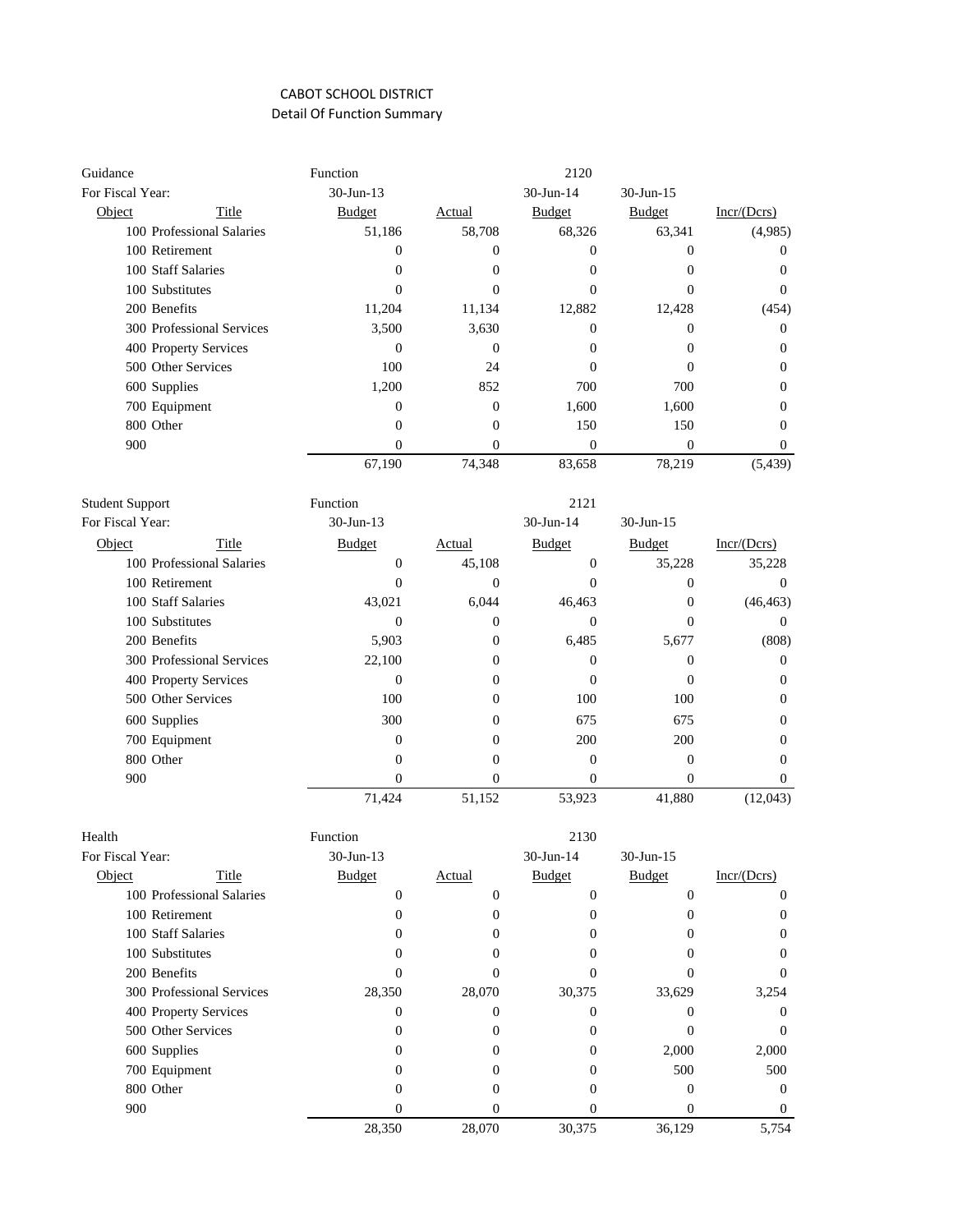# CABOT SCHOOL DISTRICT

## Detail Of Function Summary

| Guidance | | Function | | 2120 | | |
|---|---|---|---|---|---|---|
| For Fiscal Year: | | 30-Jun-13 | | 30-Jun-14 | 30-Jun-15 | |
| Object | Title | Budget | Actual | Budget | Budget | Incr/(Dcrs) |
| 100 | Professional Salaries | 51,186 | 58,708 | 68,326 | 63,341 | (4,985) |
| 100 | Retirement | 0 | 0 | 0 | 0 | 0 |
| 100 | Staff Salaries | 0 | 0 | 0 | 0 | 0 |
| 100 | Substitutes | 0 | 0 | 0 | 0 | 0 |
| 200 | Benefits | 11,204 | 11,134 | 12,882 | 12,428 | (454) |
| 300 | Professional Services | 3,500 | 3,630 | 0 | 0 | 0 |
| 400 | Property Services | 0 | 0 | 0 | 0 | 0 |
| 500 | Other Services | 100 | 24 | 0 | 0 | 0 |
| 600 | Supplies | 1,200 | 852 | 700 | 700 | 0 |
| 700 | Equipment | 0 | 0 | 1,600 | 1,600 | 0 |
| 800 | Other | 0 | 0 | 150 | 150 | 0 |
| 900 | | 0 | 0 | 0 | 0 | 0 |
| | | 67,190 | 74,348 | 83,658 | 78,219 | (5,439) |

| Student Support | | Function | | 2121 | | |
|---|---|---|---|---|---|---|
| For Fiscal Year: | | 30-Jun-13 | | 30-Jun-14 | 30-Jun-15 | |
| Object | Title | Budget | Actual | Budget | Budget | Incr/(Dcrs) |
| 100 | Professional Salaries | 0 | 45,108 | 0 | 35,228 | 35,228 |
| 100 | Retirement | 0 | 0 | 0 | 0 | 0 |
| 100 | Staff Salaries | 43,021 | 6,044 | 46,463 | 0 | (46,463) |
| 100 | Substitutes | 0 | 0 | 0 | 0 | 0 |
| 200 | Benefits | 5,903 | 0 | 6,485 | 5,677 | (808) |
| 300 | Professional Services | 22,100 | 0 | 0 | 0 | 0 |
| 400 | Property Services | 0 | 0 | 0 | 0 | 0 |
| 500 | Other Services | 100 | 0 | 100 | 100 | 0 |
| 600 | Supplies | 300 | 0 | 675 | 675 | 0 |
| 700 | Equipment | 0 | 0 | 200 | 200 | 0 |
| 800 | Other | 0 | 0 | 0 | 0 | 0 |
| 900 | | 0 | 0 | 0 | 0 | 0 |
| | | 71,424 | 51,152 | 53,923 | 41,880 | (12,043) |

| Health | | Function | | 2130 | | |
|---|---|---|---|---|---|---|
| For Fiscal Year: | | 30-Jun-13 | | 30-Jun-14 | 30-Jun-15 | |
| Object | Title | Budget | Actual | Budget | Budget | Incr/(Dcrs) |
| 100 | Professional Salaries | 0 | 0 | 0 | 0 | 0 |
| 100 | Retirement | 0 | 0 | 0 | 0 | 0 |
| 100 | Staff Salaries | 0 | 0 | 0 | 0 | 0 |
| 100 | Substitutes | 0 | 0 | 0 | 0 | 0 |
| 200 | Benefits | 0 | 0 | 0 | 0 | 0 |
| 300 | Professional Services | 28,350 | 28,070 | 30,375 | 33,629 | 3,254 |
| 400 | Property Services | 0 | 0 | 0 | 0 | 0 |
| 500 | Other Services | 0 | 0 | 0 | 0 | 0 |
| 600 | Supplies | 0 | 0 | 0 | 2,000 | 2,000 |
| 700 | Equipment | 0 | 0 | 0 | 500 | 500 |
| 800 | Other | 0 | 0 | 0 | 0 | 0 |
| 900 | | 0 | 0 | 0 | 0 | 0 |
| | | 28,350 | 28,070 | 30,375 | 36,129 | 5,754 |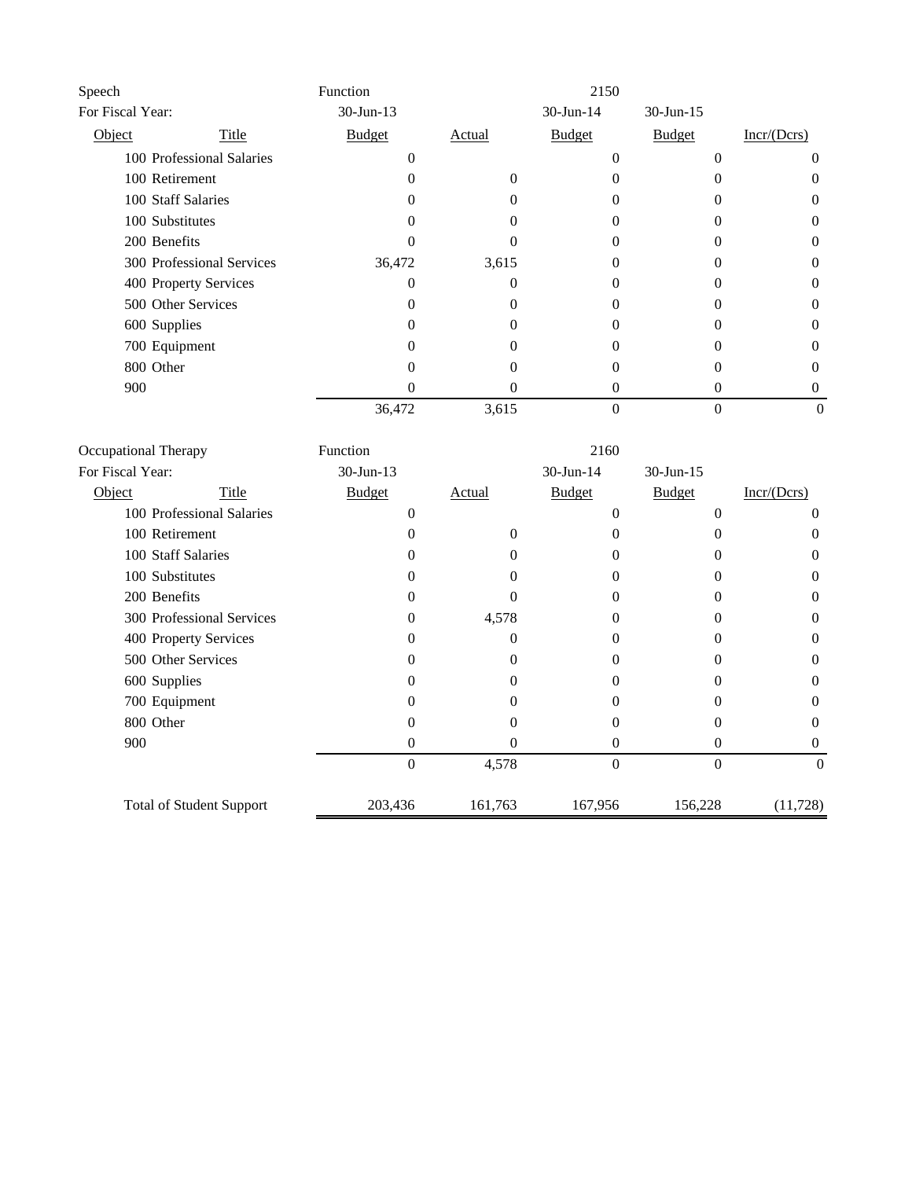| Speech | | Function | | 2150 | | |
|---|---|---|---|---|---|---|
| For Fiscal Year: | | 30-Jun-13 | | 30-Jun-14 | 30-Jun-15 | |
| Object | Title | Budget | Actual | Budget | Budget | Incr/(Dcrs) |
| 100 | Professional Salaries | 0 | | 0 | 0 | 0 |
| 100 | Retirement | 0 | 0 | 0 | 0 | 0 |
| 100 | Staff Salaries | 0 | 0 | 0 | 0 | 0 |
| 100 | Substitutes | 0 | 0 | 0 | 0 | 0 |
| 200 | Benefits | 0 | 0 | 0 | 0 | 0 |
| 300 | Professional Services | 36,472 | 3,615 | 0 | 0 | 0 |
| 400 | Property Services | 0 | 0 | 0 | 0 | 0 |
| 500 | Other Services | 0 | 0 | 0 | 0 | 0 |
| 600 | Supplies | 0 | 0 | 0 | 0 | 0 |
| 700 | Equipment | 0 | 0 | 0 | 0 | 0 |
| 800 | Other | 0 | 0 | 0 | 0 | 0 |
| 900 | | 0 | 0 | 0 | 0 | 0 |
| | | 36,472 | 3,615 | 0 | 0 | 0 |

| Occupational Therapy | | Function | | 2160 | | |
|---|---|---|---|---|---|---|
| For Fiscal Year: | | 30-Jun-13 | | 30-Jun-14 | 30-Jun-15 | |
| Object | Title | Budget | Actual | Budget | Budget | Incr/(Dcrs) |
| 100 | Professional Salaries | 0 | | 0 | 0 | 0 |
| 100 | Retirement | 0 | 0 | 0 | 0 | 0 |
| 100 | Staff Salaries | 0 | 0 | 0 | 0 | 0 |
| 100 | Substitutes | 0 | 0 | 0 | 0 | 0 |
| 200 | Benefits | 0 | 0 | 0 | 0 | 0 |
| 300 | Professional Services | 0 | 4,578 | 0 | 0 | 0 |
| 400 | Property Services | 0 | 0 | 0 | 0 | 0 |
| 500 | Other Services | 0 | 0 | 0 | 0 | 0 |
| 600 | Supplies | 0 | 0 | 0 | 0 | 0 |
| 700 | Equipment | 0 | 0 | 0 | 0 | 0 |
| 800 | Other | 0 | 0 | 0 | 0 | 0 |
| 900 | | 0 | 0 | 0 | 0 | 0 |
| | | 0 | 4,578 | 0 | 0 | 0 |
| | Total of Student Support | 203,436 | 161,763 | 167,956 | 156,228 | (11,728) |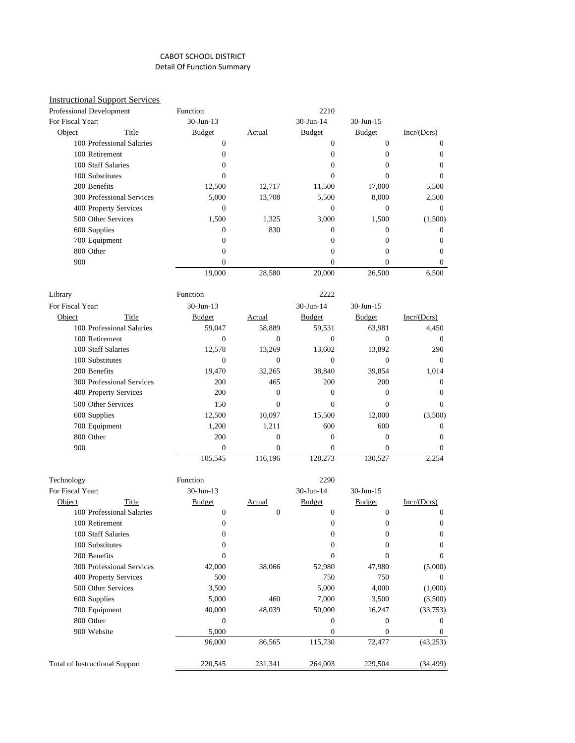CABOT SCHOOL DISTRICT
Detail Of Function Summary

## Instructional Support Services

Professional Development — Function 2210

| Object | Title | 30-Jun-13 Budget | Actual | 30-Jun-14 Budget | 30-Jun-15 Budget | Incr/(Dcrs) |
|---|---|---|---|---|---|---|
| 100 | Professional Salaries | 0 | | 0 | 0 | 0 |
| 100 | Retirement | 0 | | 0 | 0 | 0 |
| 100 | Staff Salaries | 0 | | 0 | 0 | 0 |
| 100 | Substitutes | 0 | | 0 | 0 | 0 |
| 200 | Benefits | 12,500 | 12,717 | 11,500 | 17,000 | 5,500 |
| 300 | Professional Services | 5,000 | 13,708 | 5,500 | 8,000 | 2,500 |
| 400 | Property Services | 0 | | 0 | 0 | 0 |
| 500 | Other Services | 1,500 | 1,325 | 3,000 | 1,500 | (1,500) |
| 600 | Supplies | 0 | 830 | 0 | 0 | 0 |
| 700 | Equipment | 0 | | 0 | 0 | 0 |
| 800 | Other | 0 | | 0 | 0 | 0 |
| 900 | | 0 | | 0 | 0 | 0 |
| | | 19,000 | 28,580 | 20,000 | 26,500 | 6,500 |

Library — Function 2222

| Object | Title | 30-Jun-13 Budget | Actual | 30-Jun-14 Budget | 30-Jun-15 Budget | Incr/(Dcrs) |
|---|---|---|---|---|---|---|
| 100 | Professional Salaries | 59,047 | 58,889 | 59,531 | 63,981 | 4,450 |
| 100 | Retirement | 0 | 0 | 0 | 0 | 0 |
| 100 | Staff Salaries | 12,578 | 13,269 | 13,602 | 13,892 | 290 |
| 100 | Substitutes | 0 | 0 | 0 | 0 | 0 |
| 200 | Benefits | 19,470 | 32,265 | 38,840 | 39,854 | 1,014 |
| 300 | Professional Services | 200 | 465 | 200 | 200 | 0 |
| 400 | Property Services | 200 | 0 | 0 | 0 | 0 |
| 500 | Other Services | 150 | 0 | 0 | 0 | 0 |
| 600 | Supplies | 12,500 | 10,097 | 15,500 | 12,000 | (3,500) |
| 700 | Equipment | 1,200 | 1,211 | 600 | 600 | 0 |
| 800 | Other | 200 | 0 | 0 | 0 | 0 |
| 900 | | 0 | 0 | 0 | 0 | 0 |
| | | 105,545 | 116,196 | 128,273 | 130,527 | 2,254 |

Technology — Function 2290

| Object | Title | 30-Jun-13 Budget | Actual | 30-Jun-14 Budget | 30-Jun-15 Budget | Incr/(Dcrs) |
|---|---|---|---|---|---|---|
| 100 | Professional Salaries | 0 | 0 | 0 | 0 | 0 |
| 100 | Retirement | 0 | | 0 | 0 | 0 |
| 100 | Staff Salaries | 0 | | 0 | 0 | 0 |
| 100 | Substitutes | 0 | | 0 | 0 | 0 |
| 200 | Benefits | 0 | | 0 | 0 | 0 |
| 300 | Professional Services | 42,000 | 38,066 | 52,980 | 47,980 | (5,000) |
| 400 | Property Services | 500 | | 750 | 750 | 0 |
| 500 | Other Services | 3,500 | | 5,000 | 4,000 | (1,000) |
| 600 | Supplies | 5,000 | 460 | 7,000 | 3,500 | (3,500) |
| 700 | Equipment | 40,000 | 48,039 | 50,000 | 16,247 | (33,753) |
| 800 | Other | 0 | | 0 | 0 | 0 |
| 900 | Website | 5,000 | | 0 | 0 | 0 |
| | | 96,000 | 86,565 | 115,730 | 72,477 | (43,253) |

| | 30-Jun-13 Budget | Actual | 30-Jun-14 Budget | 30-Jun-15 Budget | Incr/(Dcrs) |
|---|---|---|---|---|---|
| Total of Instructional Support | 220,545 | 231,341 | 264,003 | 229,504 | (34,499) |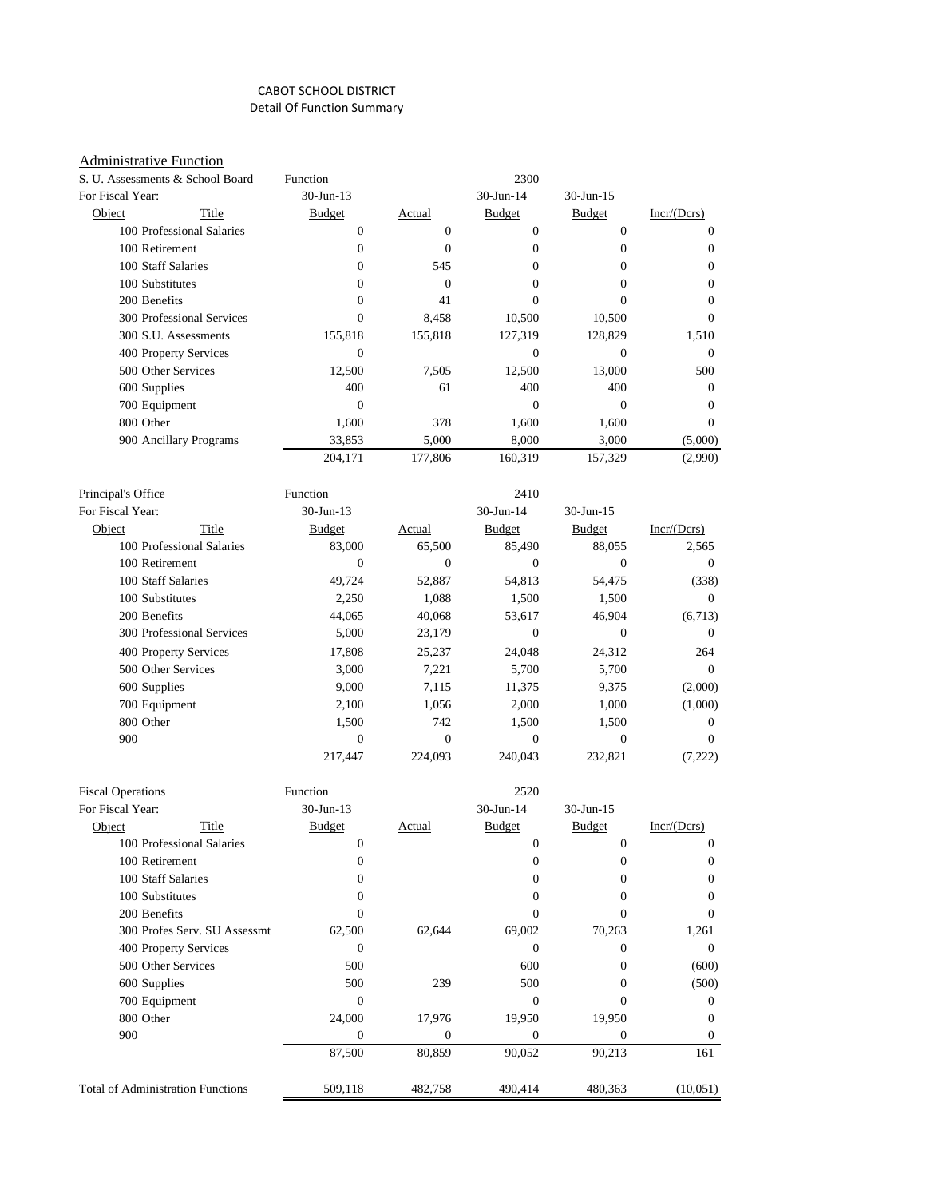CABOT SCHOOL DISTRICT

Detail Of Function Summary

## Administrative Function

| S. U. Assessments & School Board | | Function | | 2300 | | |
|---|---|---|---|---|---|---|
| For Fiscal Year: | | 30-Jun-13 | | 30-Jun-14 | 30-Jun-15 | |
| Object | Title | Budget | Actual | Budget | Budget | Incr/(Dcrs) |
| 100 | Professional Salaries | 0 | 0 | 0 | 0 | 0 |
| 100 | Retirement | 0 | 0 | 0 | 0 | 0 |
| 100 | Staff Salaries | 0 | 545 | 0 | 0 | 0 |
| 100 | Substitutes | 0 | 0 | 0 | 0 | 0 |
| 200 | Benefits | 0 | 41 | 0 | 0 | 0 |
| 300 | Professional Services | 0 | 8,458 | 10,500 | 10,500 | 0 |
| 300 | S.U. Assessments | 155,818 | 155,818 | 127,319 | 128,829 | 1,510 |
| 400 | Property Services | 0 | | 0 | 0 | 0 |
| 500 | Other Services | 12,500 | 7,505 | 12,500 | 13,000 | 500 |
| 600 | Supplies | 400 | 61 | 400 | 400 | 0 |
| 700 | Equipment | 0 | | 0 | 0 | 0 |
| 800 | Other | 1,600 | 378 | 1,600 | 1,600 | 0 |
| 900 | Ancillary Programs | 33,853 | 5,000 | 8,000 | 3,000 | (5,000) |
| | | 204,171 | 177,806 | 160,319 | 157,329 | (2,990) |

| Principal's Office | | Function | | 2410 | | |
|---|---|---|---|---|---|---|
| For Fiscal Year: | | 30-Jun-13 | | 30-Jun-14 | 30-Jun-15 | |
| Object | Title | Budget | Actual | Budget | Budget | Incr/(Dcrs) |
| 100 | Professional Salaries | 83,000 | 65,500 | 85,490 | 88,055 | 2,565 |
| 100 | Retirement | 0 | 0 | 0 | 0 | 0 |
| 100 | Staff Salaries | 49,724 | 52,887 | 54,813 | 54,475 | (338) |
| 100 | Substitutes | 2,250 | 1,088 | 1,500 | 1,500 | 0 |
| 200 | Benefits | 44,065 | 40,068 | 53,617 | 46,904 | (6,713) |
| 300 | Professional Services | 5,000 | 23,179 | 0 | 0 | 0 |
| 400 | Property Services | 17,808 | 25,237 | 24,048 | 24,312 | 264 |
| 500 | Other Services | 3,000 | 7,221 | 5,700 | 5,700 | 0 |
| 600 | Supplies | 9,000 | 7,115 | 11,375 | 9,375 | (2,000) |
| 700 | Equipment | 2,100 | 1,056 | 2,000 | 1,000 | (1,000) |
| 800 | Other | 1,500 | 742 | 1,500 | 1,500 | 0 |
| 900 | | 0 | 0 | 0 | 0 | 0 |
| | | 217,447 | 224,093 | 240,043 | 232,821 | (7,222) |

| Fiscal Operations | | Function | | 2520 | | |
|---|---|---|---|---|---|---|
| For Fiscal Year: | | 30-Jun-13 | | 30-Jun-14 | 30-Jun-15 | |
| Object | Title | Budget | Actual | Budget | Budget | Incr/(Dcrs) |
| 100 | Professional Salaries | 0 | | 0 | 0 | 0 |
| 100 | Retirement | 0 | | 0 | 0 | 0 |
| 100 | Staff Salaries | 0 | | 0 | 0 | 0 |
| 100 | Substitutes | 0 | | 0 | 0 | 0 |
| 200 | Benefits | 0 | | 0 | 0 | 0 |
| 300 | Profes Serv. SU Assessmt | 62,500 | 62,644 | 69,002 | 70,263 | 1,261 |
| 400 | Property Services | 0 | | 0 | 0 | 0 |
| 500 | Other Services | 500 | | 600 | 0 | (600) |
| 600 | Supplies | 500 | 239 | 500 | 0 | (500) |
| 700 | Equipment | 0 | | 0 | 0 | 0 |
| 800 | Other | 24,000 | 17,976 | 19,950 | 19,950 | 0 |
| 900 | | 0 | 0 | 0 | 0 | 0 |
| | | 87,500 | 80,859 | 90,052 | 90,213 | 161 |
| | | | | | | |
| Total of Administration Functions | | 509,118 | 482,758 | 490,414 | 480,363 | (10,051) |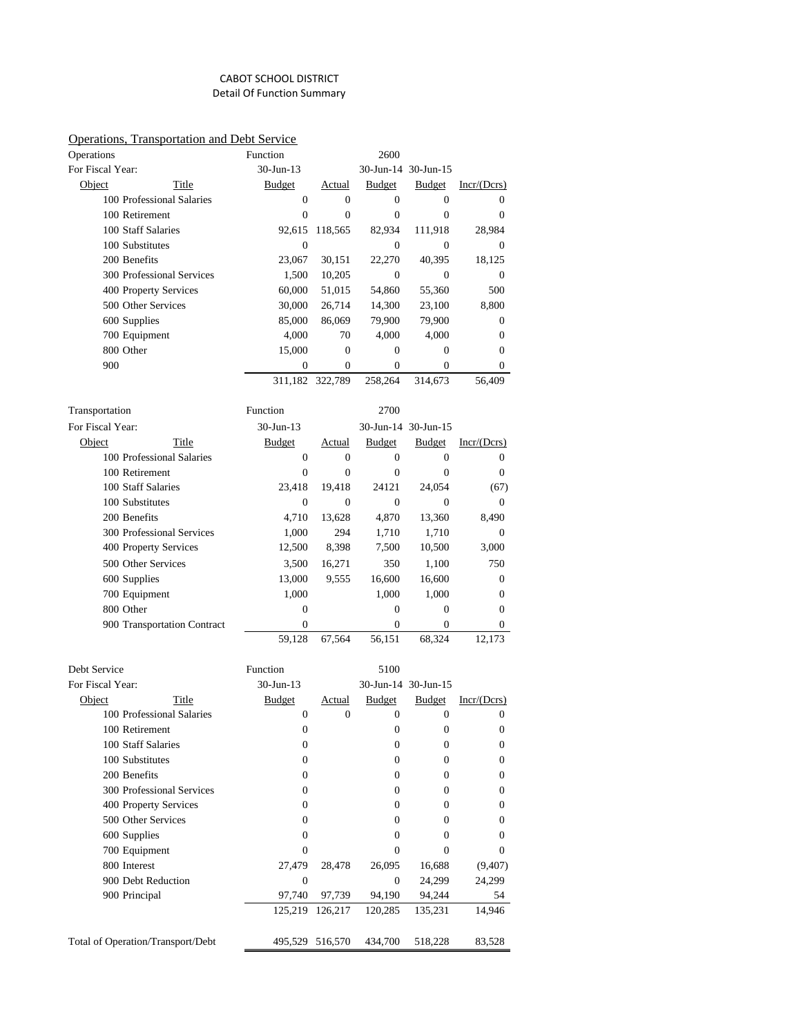CABOT SCHOOL DISTRICT

Detail Of Function Summary

Operations, Transportation and Debt Service

| Operations | | Function | | 2600 | | |
|---|---|---|---|---|---|---|
| For Fiscal Year: | | 30-Jun-13 | | 30-Jun-14 | 30-Jun-15 | |
| Object | Title | Budget | Actual | Budget | Budget | Incr/(Dcrs) |
| 100 | Professional Salaries | 0 | 0 | 0 | 0 | 0 |
| 100 | Retirement | 0 | 0 | 0 | 0 | 0 |
| 100 | Staff Salaries | 92,615 | 118,565 | 82,934 | 111,918 | 28,984 |
| 100 | Substitutes | 0 | | 0 | 0 | 0 |
| 200 | Benefits | 23,067 | 30,151 | 22,270 | 40,395 | 18,125 |
| 300 | Professional Services | 1,500 | 10,205 | 0 | 0 | 0 |
| 400 | Property Services | 60,000 | 51,015 | 54,860 | 55,360 | 500 |
| 500 | Other Services | 30,000 | 26,714 | 14,300 | 23,100 | 8,800 |
| 600 | Supplies | 85,000 | 86,069 | 79,900 | 79,900 | 0 |
| 700 | Equipment | 4,000 | 70 | 4,000 | 4,000 | 0 |
| 800 | Other | 15,000 | 0 | 0 | 0 | 0 |
| 900 | | 0 | 0 | 0 | 0 | 0 |
| | | 311,182 | 322,789 | 258,264 | 314,673 | 56,409 |

| Transportation | | Function | | 2700 | | |
|---|---|---|---|---|---|---|
| For Fiscal Year: | | 30-Jun-13 | | 30-Jun-14 | 30-Jun-15 | |
| Object | Title | Budget | Actual | Budget | Budget | Incr/(Dcrs) |
| 100 | Professional Salaries | 0 | 0 | 0 | 0 | 0 |
| 100 | Retirement | 0 | 0 | 0 | 0 | 0 |
| 100 | Staff Salaries | 23,418 | 19,418 | 24121 | 24,054 | (67) |
| 100 | Substitutes | 0 | 0 | 0 | 0 | 0 |
| 200 | Benefits | 4,710 | 13,628 | 4,870 | 13,360 | 8,490 |
| 300 | Professional Services | 1,000 | 294 | 1,710 | 1,710 | 0 |
| 400 | Property Services | 12,500 | 8,398 | 7,500 | 10,500 | 3,000 |
| 500 | Other Services | 3,500 | 16,271 | 350 | 1,100 | 750 |
| 600 | Supplies | 13,000 | 9,555 | 16,600 | 16,600 | 0 |
| 700 | Equipment | 1,000 | | 1,000 | 1,000 | 0 |
| 800 | Other | 0 | | 0 | 0 | 0 |
| 900 | Transportation Contract | 0 | | 0 | 0 | 0 |
| | | 59,128 | 67,564 | 56,151 | 68,324 | 12,173 |

| Debt Service | | Function | | 5100 | | |
|---|---|---|---|---|---|---|
| For Fiscal Year: | | 30-Jun-13 | | 30-Jun-14 | 30-Jun-15 | |
| Object | Title | Budget | Actual | Budget | Budget | Incr/(Dcrs) |
| 100 | Professional Salaries | 0 | 0 | 0 | 0 | 0 |
| 100 | Retirement | 0 | | 0 | 0 | 0 |
| 100 | Staff Salaries | 0 | | 0 | 0 | 0 |
| 100 | Substitutes | 0 | | 0 | 0 | 0 |
| 200 | Benefits | 0 | | 0 | 0 | 0 |
| 300 | Professional Services | 0 | | 0 | 0 | 0 |
| 400 | Property Services | 0 | | 0 | 0 | 0 |
| 500 | Other Services | 0 | | 0 | 0 | 0 |
| 600 | Supplies | 0 | | 0 | 0 | 0 |
| 700 | Equipment | 0 | | 0 | 0 | 0 |
| 800 | Interest | 27,479 | 28,478 | 26,095 | 16,688 | (9,407) |
| 900 | Debt Reduction | 0 | | 0 | 24,299 | 24,299 |
| 900 | Principal | 97,740 | 97,739 | 94,190 | 94,244 | 54 |
| | | 125,219 | 126,217 | 120,285 | 135,231 | 14,946 |
| Total of Operation/Transport/Debt | | 495,529 | 516,570 | 434,700 | 518,228 | 83,528 |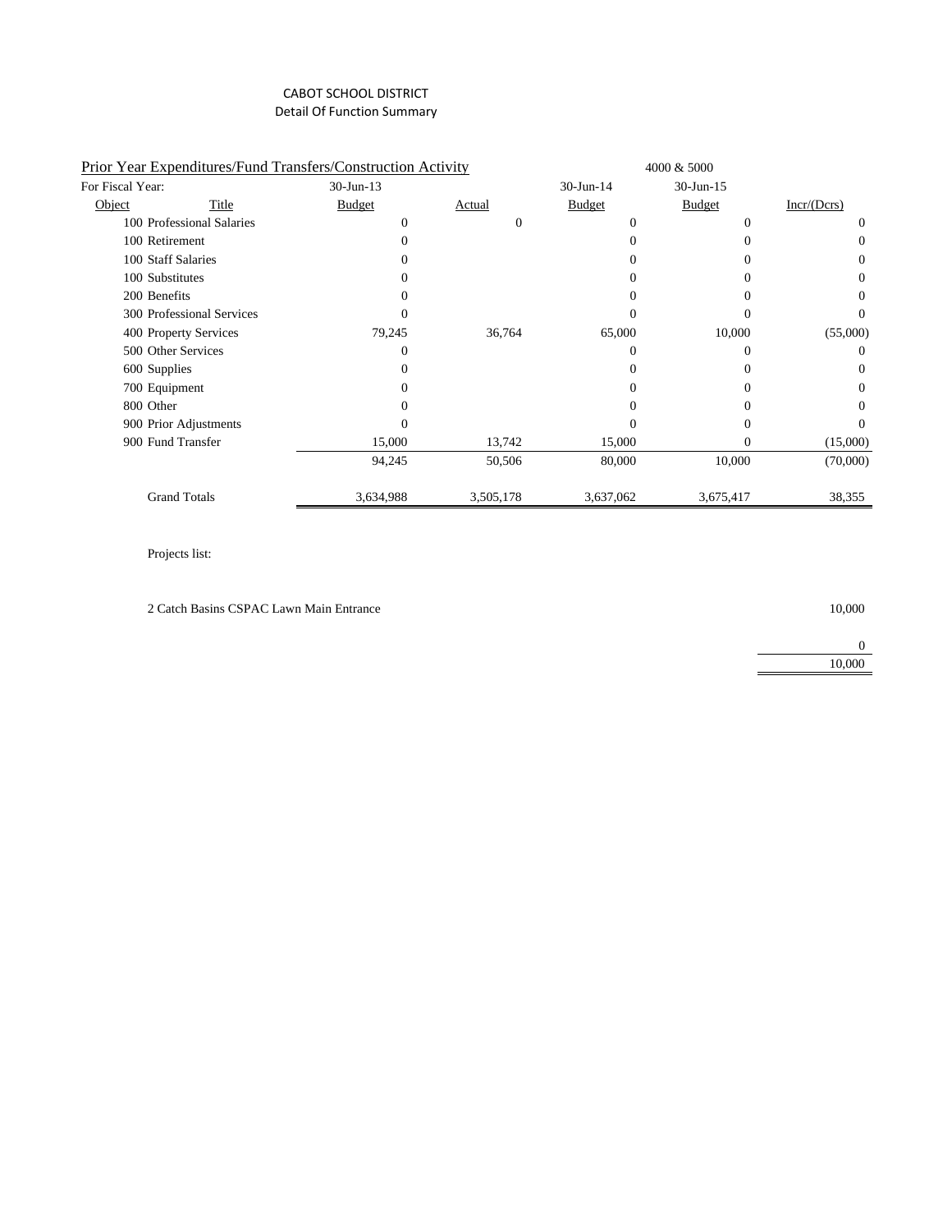CABOT SCHOOL DISTRICT

Detail Of Function Summary

Prior Year Expenditures/Fund Transfers/Construction Activity — 4000 & 5000

| Object | Title | 30-Jun-13 Budget | 30-Jun-13 Actual | 30-Jun-14 Budget | 30-Jun-15 Budget | Incr/(Dcrs) |
|---|---|---|---|---|---|---|
| 100 | Professional Salaries | 0 | 0 | 0 | 0 | 0 |
| 100 | Retirement | 0 | | 0 | 0 | 0 |
| 100 | Staff Salaries | 0 | | 0 | 0 | 0 |
| 100 | Substitutes | 0 | | 0 | 0 | 0 |
| 200 | Benefits | 0 | | 0 | 0 | 0 |
| 300 | Professional Services | 0 | | 0 | 0 | 0 |
| 400 | Property Services | 79,245 | 36,764 | 65,000 | 10,000 | (55,000) |
| 500 | Other Services | 0 | | 0 | 0 | 0 |
| 600 | Supplies | 0 | | 0 | 0 | 0 |
| 700 | Equipment | 0 | | 0 | 0 | 0 |
| 800 | Other | 0 | | 0 | 0 | 0 |
| 900 | Prior Adjustments | 0 | | 0 | 0 | 0 |
| 900 | Fund Transfer | 15,000 | 13,742 | 15,000 | 0 | (15,000) |
| | | 94,245 | 50,506 | 80,000 | 10,000 | (70,000) |
| | Grand Totals | 3,634,988 | 3,505,178 | 3,637,062 | 3,675,417 | 38,355 |

Projects list:

| Project | Amount |
|---|---|
| 2 Catch Basins CSPAC Lawn Main Entrance | 10,000 |
| | 0 |
| | 10,000 |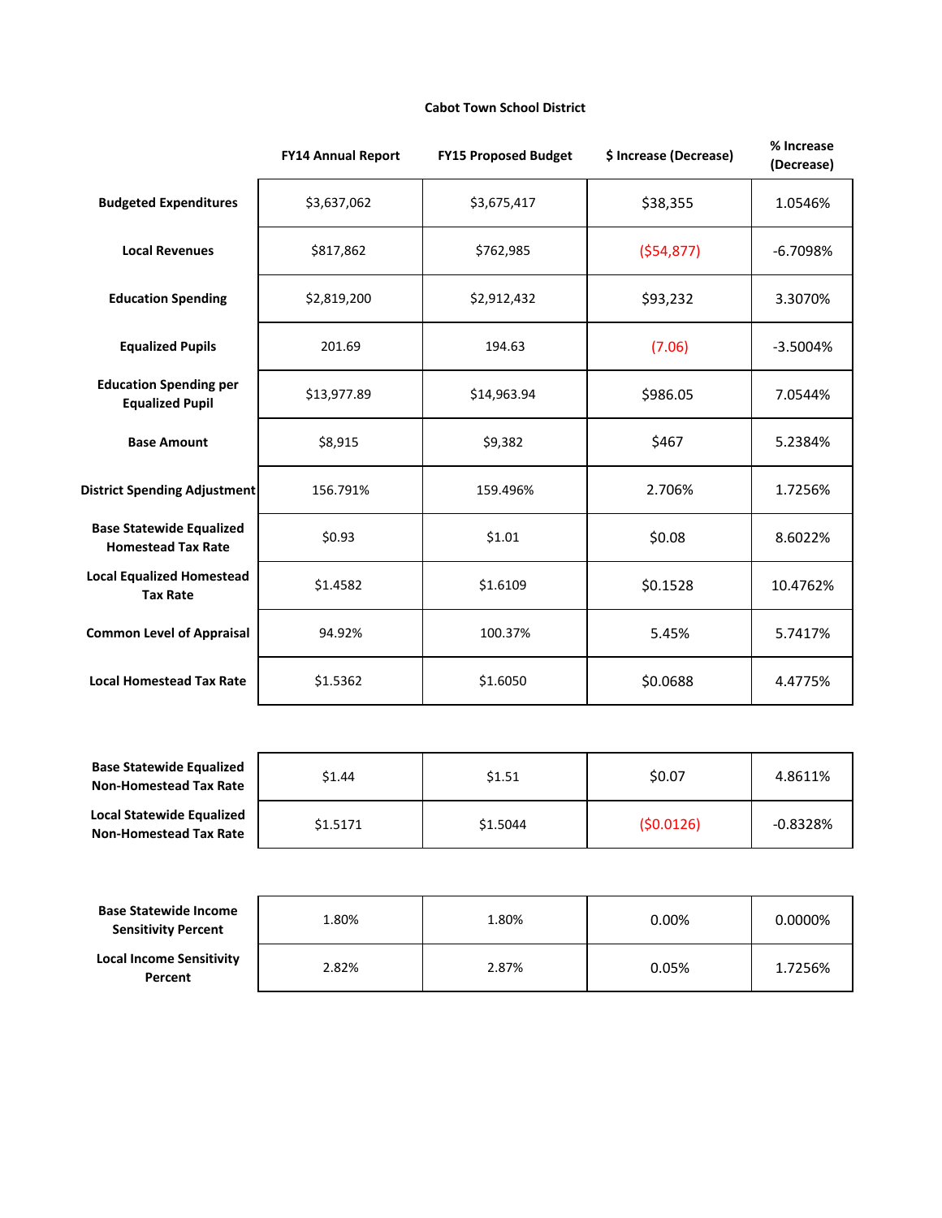**Cabot Town School District**

| | FY14 Annual Report | FY15 Proposed Budget | $ Increase (Decrease) | % Increase (Decrease) |
|---|---|---|---|---|
| **Budgeted Expenditures** | $3,637,062 | $3,675,417 | $38,355 | 1.0546% |
| **Local Revenues** | $817,862 | $762,985 | ($54,877) | -6.7098% |
| **Education Spending** | $2,819,200 | $2,912,432 | $93,232 | 3.3070% |
| **Equalized Pupils** | 201.69 | 194.63 | (7.06) | -3.5004% |
| **Education Spending per Equalized Pupil** | $13,977.89 | $14,963.94 | $986.05 | 7.0544% |
| **Base Amount** | $8,915 | $9,382 | $467 | 5.2384% |
| **District Spending Adjustment** | 156.791% | 159.496% | 2.706% | 1.7256% |
| **Base Statewide Equalized Homestead Tax Rate** | $0.93 | $1.01 | $0.08 | 8.6022% |
| **Local Equalized Homestead Tax Rate** | $1.4582 | $1.6109 | $0.1528 | 10.4762% |
| **Common Level of Appraisal** | 94.92% | 100.37% | 5.45% | 5.7417% |
| **Local Homestead Tax Rate** | $1.5362 | $1.6050 | $0.0688 | 4.4775% |
| | | | | |
| **Base Statewide Equalized Non-Homestead Tax Rate** | $1.44 | $1.51 | $0.07 | 4.8611% |
| **Local Statewide Equalized Non-Homestead Tax Rate** | $1.5171 | $1.5044 | ($0.0126) | -0.8328% |
| | | | | |
| **Base Statewide Income Sensitivity Percent** | 1.80% | 1.80% | 0.00% | 0.0000% |
| **Local Income Sensitivity Percent** | 2.82% | 2.87% | 0.05% | 1.7256% |